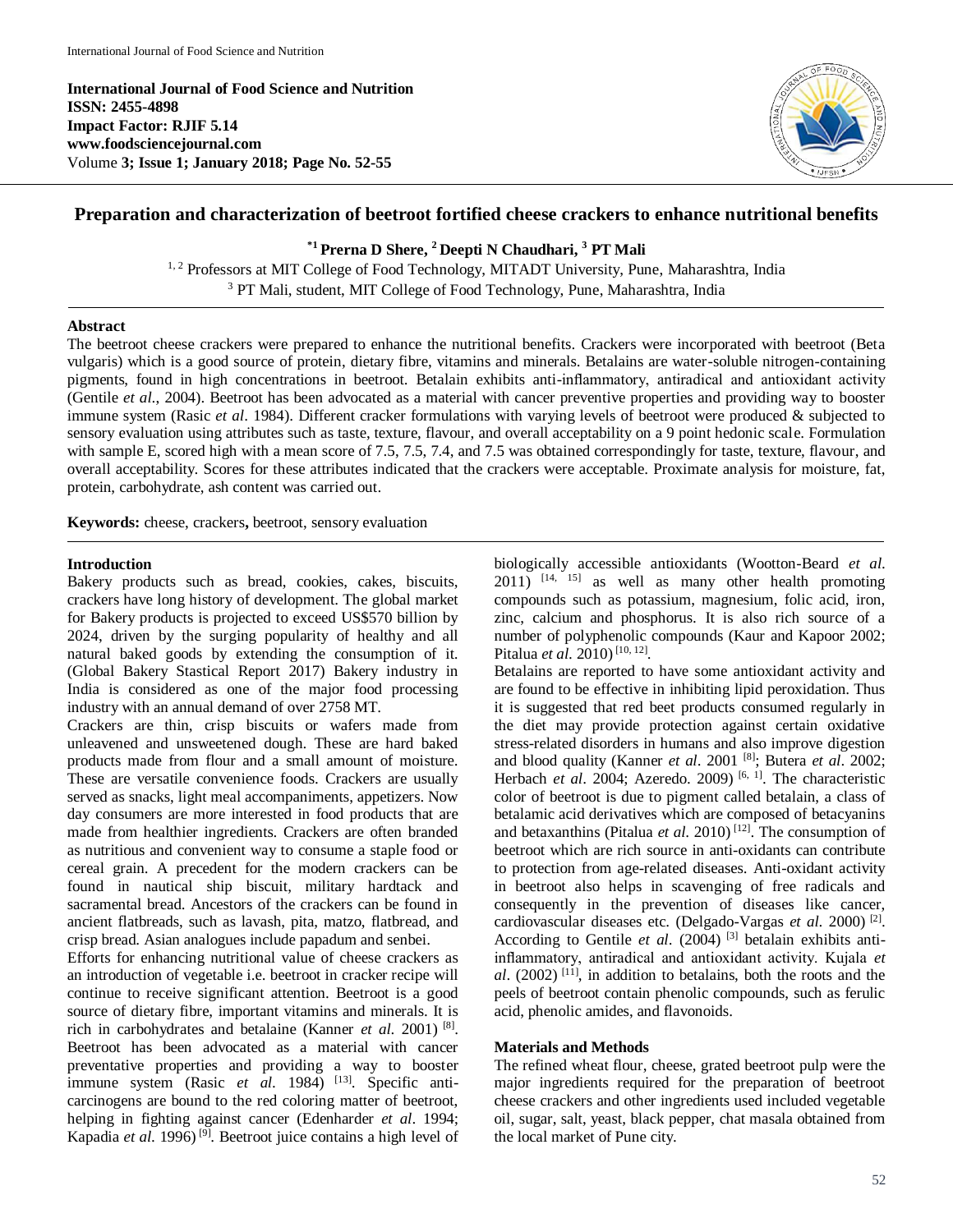International Journal of Food Science and Nutrition
ISSN: 2455-4898
Impact Factor: RJIF 5.14
www.foodsciencejournal.com
Volume 3; Issue 1; January 2018; Page No. 52-55

# Preparation and characterization of beetroot fortified cheese crackers to enhance nutritional benefits

**[*1] Prerna D Shere, [2] Deepti N Chaudhari, [3] PT Mali**

[1, 2] Professors at MIT College of Food Technology, MITADT University, Pune, Maharashtra, India
[3] PT Mali, student, MIT College of Food Technology, Pune, Maharashtra, India

## Abstract

The beetroot cheese crackers were prepared to enhance the nutritional benefits. Crackers were incorporated with beetroot (Beta vulgaris) which is a good source of protein, dietary fibre, vitamins and minerals. Betalains are water-soluble nitrogen-containing pigments, found in high concentrations in beetroot. Betalain exhibits anti-inflammatory, antiradical and antioxidant activity (Gentile *et al.*, 2004). Beetroot has been advocated as a material with cancer preventive properties and providing way to booster immune system (Rasic *et al*. 1984). Different cracker formulations with varying levels of beetroot were produced & subjected to sensory evaluation using attributes such as taste, texture, flavour, and overall acceptability on a 9 point hedonic scale. Formulation with sample E, scored high with a mean score of 7.5, 7.5, 7.4, and 7.5 was obtained correspondingly for taste, texture, flavour, and overall acceptability. Scores for these attributes indicated that the crackers were acceptable. Proximate analysis for moisture, fat, protein, carbohydrate, ash content was carried out.

**Keywords:** cheese, crackers**,** beetroot, sensory evaluation

## Introduction

Bakery products such as bread, cookies, cakes, biscuits, crackers have long history of development. The global market for Bakery products is projected to exceed US$570 billion by 2024, driven by the surging popularity of healthy and all natural baked goods by extending the consumption of it. (Global Bakery Stastical Report 2017) Bakery industry in India is considered as one of the major food processing industry with an annual demand of over 2758 MT.

Crackers are thin, crisp biscuits or wafers made from unleavened and unsweetened dough. These are hard baked products made from flour and a small amount of moisture. These are versatile convenience foods. Crackers are usually served as snacks, light meal accompaniments, appetizers. Now day consumers are more interested in food products that are made from healthier ingredients. Crackers are often branded as nutritious and convenient way to consume a staple food or cereal grain. A precedent for the modern crackers can be found in nautical ship biscuit, military hardtack and sacramental bread. Ancestors of the crackers can be found in ancient flatbreads, such as lavash, pita, matzo, flatbread, and crisp bread. Asian analogues include papadum and senbei.

Efforts for enhancing nutritional value of cheese crackers as an introduction of vegetable i.e. beetroot in cracker recipe will continue to receive significant attention. Beetroot is a good source of dietary fibre, important vitamins and minerals. It is rich in carbohydrates and betalaine (Kanner *et al.* 2001) [8]. Beetroot has been advocated as a material with cancer preventative properties and providing a way to booster immune system (Rasic *et al.* 1984) [13]. Specific anti-carcinogens are bound to the red coloring matter of beetroot, helping in fighting against cancer (Edenharder *et al*. 1994; Kapadia *et al.* 1996) [9]. Beetroot juice contains a high level of biologically accessible antioxidants (Wootton-Beard *et al.* 2011) [14, 15] as well as many other health promoting compounds such as potassium, magnesium, folic acid, iron, zinc, calcium and phosphorus. It is also rich source of a number of polyphenolic compounds (Kaur and Kapoor 2002; Pitalua *et al.* 2010) [10, 12].

Betalains are reported to have some antioxidant activity and are found to be effective in inhibiting lipid peroxidation. Thus it is suggested that red beet products consumed regularly in the diet may provide protection against certain oxidative stress-related disorders in humans and also improve digestion and blood quality (Kanner *et al*. 2001 [8]; Butera *et al*. 2002; Herbach *et al*. 2004; Azeredo. 2009) [6, 1]. The characteristic color of beetroot is due to pigment called betalain, a class of betalamic acid derivatives which are composed of betacyanins and betaxanthins (Pitalua *et al.* 2010) [12]. The consumption of beetroot which are rich source in anti-oxidants can contribute to protection from age-related diseases. Anti-oxidant activity in beetroot also helps in scavenging of free radicals and consequently in the prevention of diseases like cancer, cardiovascular diseases etc. (Delgado-Vargas *et al.* 2000) [2]. According to Gentile *et al.* (2004) [3] betalain exhibits anti-inflammatory, antiradical and antioxidant activity. Kujala *et al*. (2002) [11], in addition to betalains, both the roots and the peels of beetroot contain phenolic compounds, such as ferulic acid, phenolic amides, and flavonoids.

## Materials and Methods

The refined wheat flour, cheese, grated beetroot pulp were the major ingredients required for the preparation of beetroot cheese crackers and other ingredients used included vegetable oil, sugar, salt, yeast, black pepper, chat masala obtained from the local market of Pune city.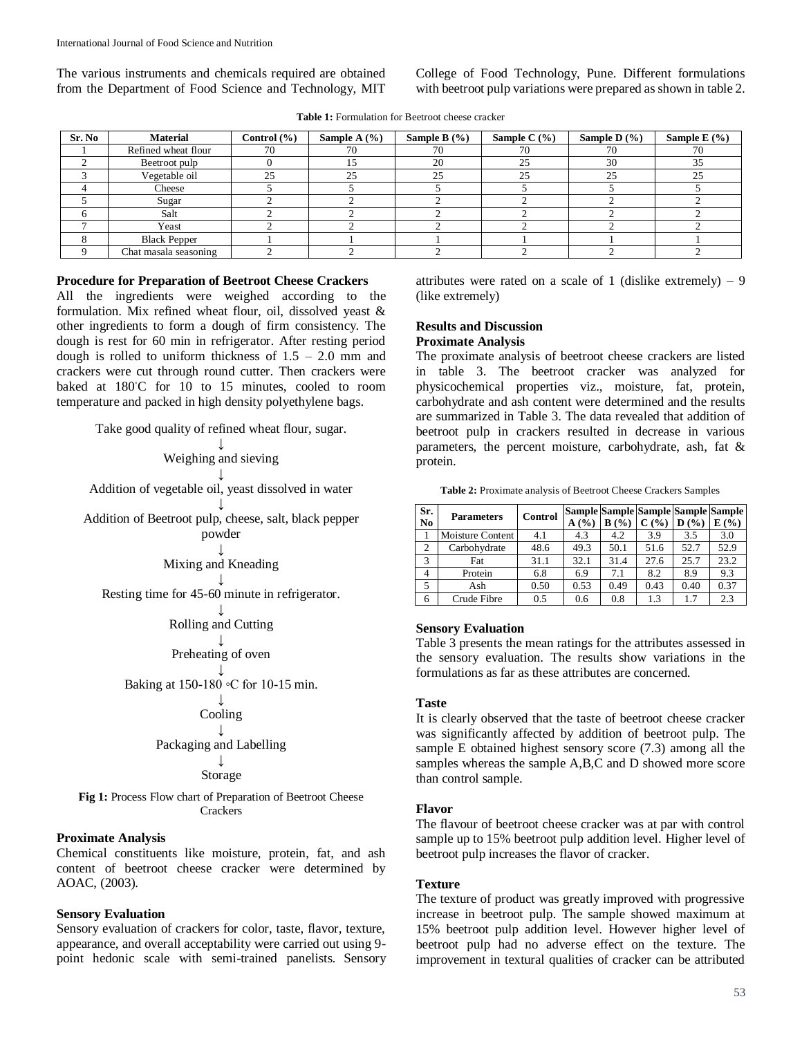The various instruments and chemicals required are obtained from the Department of Food Science and Technology, MIT College of Food Technology, Pune. Different formulations with beetroot pulp variations were prepared as shown in table 2.

**Table 1:** Formulation for Beetroot cheese cracker

| Sr. No | Material | Control (%) | Sample A (%) | Sample B (%) | Sample C (%) | Sample D (%) | Sample E (%) |
|---|---|---|---|---|---|---|---|
| 1 | Refined wheat flour | 70 | 70 | 70 | 70 | 70 | 70 |
| 2 | Beetroot pulp | 0 | 15 | 20 | 25 | 30 | 35 |
| 3 | Vegetable oil | 25 | 25 | 25 | 25 | 25 | 25 |
| 4 | Cheese | 5 | 5 | 5 | 5 | 5 | 5 |
| 5 | Sugar | 2 | 2 | 2 | 2 | 2 | 2 |
| 6 | Salt | 2 | 2 | 2 | 2 | 2 | 2 |
| 7 | Yeast | 2 | 2 | 2 | 2 | 2 | 2 |
| 8 | Black Pepper | 1 | 1 | 1 | 1 | 1 | 1 |
| 9 | Chat masala seasoning | 2 | 2 | 2 | 2 | 2 | 2 |

### Procedure for Preparation of Beetroot Cheese Crackers

All the ingredients were weighed according to the formulation. Mix refined wheat flour, oil, dissolved yeast & other ingredients to form a dough of firm consistency. The dough is rest for 60 min in refrigerator. After resting period dough is rolled to uniform thickness of 1.5 – 2.0 mm and crackers were cut through round cutter. Then crackers were baked at 180°C for 10 to 15 minutes, cooled to room temperature and packed in high density polyethylene bags.

Take good quality of refined wheat flour, sugar.

↓

Weighing and sieving

↓

Addition of vegetable oil, yeast dissolved in water

↓

Addition of Beetroot pulp, cheese, salt, black pepper powder

↓

Mixing and Kneading

↓

Resting time for 45-60 minute in refrigerator.

↓

Rolling and Cutting

↓

Preheating of oven

↓

Baking at 150-180 ◦C for 10-15 min.

↓

Cooling

↓

Packaging and Labelling

↓

Storage

**Fig 1:** Process Flow chart of Preparation of Beetroot Cheese Crackers

### Proximate Analysis

Chemical constituents like moisture, protein, fat, and ash content of beetroot cheese cracker were determined by AOAC, (2003).

### Sensory Evaluation

Sensory evaluation of crackers for color, taste, flavor, texture, appearance, and overall acceptability were carried out using 9-point hedonic scale with semi-trained panelists. Sensory attributes were rated on a scale of 1 (dislike extremely) – 9 (like extremely)

## Results and Discussion

### Proximate Analysis

The proximate analysis of beetroot cheese crackers are listed in table 3. The beetroot cracker was analyzed for physicochemical properties viz., moisture, fat, protein, carbohydrate and ash content were determined and the results are summarized in Table 3. The data revealed that addition of beetroot pulp in crackers resulted in decrease in various parameters, the percent moisture, carbohydrate, ash, fat & protein.

**Table 2:** Proximate analysis of Beetroot Cheese Crackers Samples

| Sr. No | Parameters | Control | Sample A (%) | Sample B (%) | Sample C (%) | Sample D (%) | Sample E (%) |
|---|---|---|---|---|---|---|---|
| 1 | Moisture Content | 4.1 | 4.3 | 4.2 | 3.9 | 3.5 | 3.0 |
| 2 | Carbohydrate | 48.6 | 49.3 | 50.1 | 51.6 | 52.7 | 52.9 |
| 3 | Fat | 31.1 | 32.1 | 31.4 | 27.6 | 25.7 | 23.2 |
| 4 | Protein | 6.8 | 6.9 | 7.1 | 8.2 | 8.9 | 9.3 |
| 5 | Ash | 0.50 | 0.53 | 0.49 | 0.43 | 0.40 | 0.37 |
| 6 | Crude Fibre | 0.5 | 0.6 | 0.8 | 1.3 | 1.7 | 2.3 |

### Sensory Evaluation

Table 3 presents the mean ratings for the attributes assessed in the sensory evaluation. The results show variations in the formulations as far as these attributes are concerned.

### Taste

It is clearly observed that the taste of beetroot cheese cracker was significantly affected by addition of beetroot pulp. The sample E obtained highest sensory score (7.3) among all the samples whereas the sample A,B,C and D showed more score than control sample.

### Flavor

The flavour of beetroot cheese cracker was at par with control sample up to 15% beetroot pulp addition level. Higher level of beetroot pulp increases the flavor of cracker.

### Texture

The texture of product was greatly improved with progressive increase in beetroot pulp. The sample showed maximum at 15% beetroot pulp addition level. However higher level of beetroot pulp had no adverse effect on the texture. The improvement in textural qualities of cracker can be attributed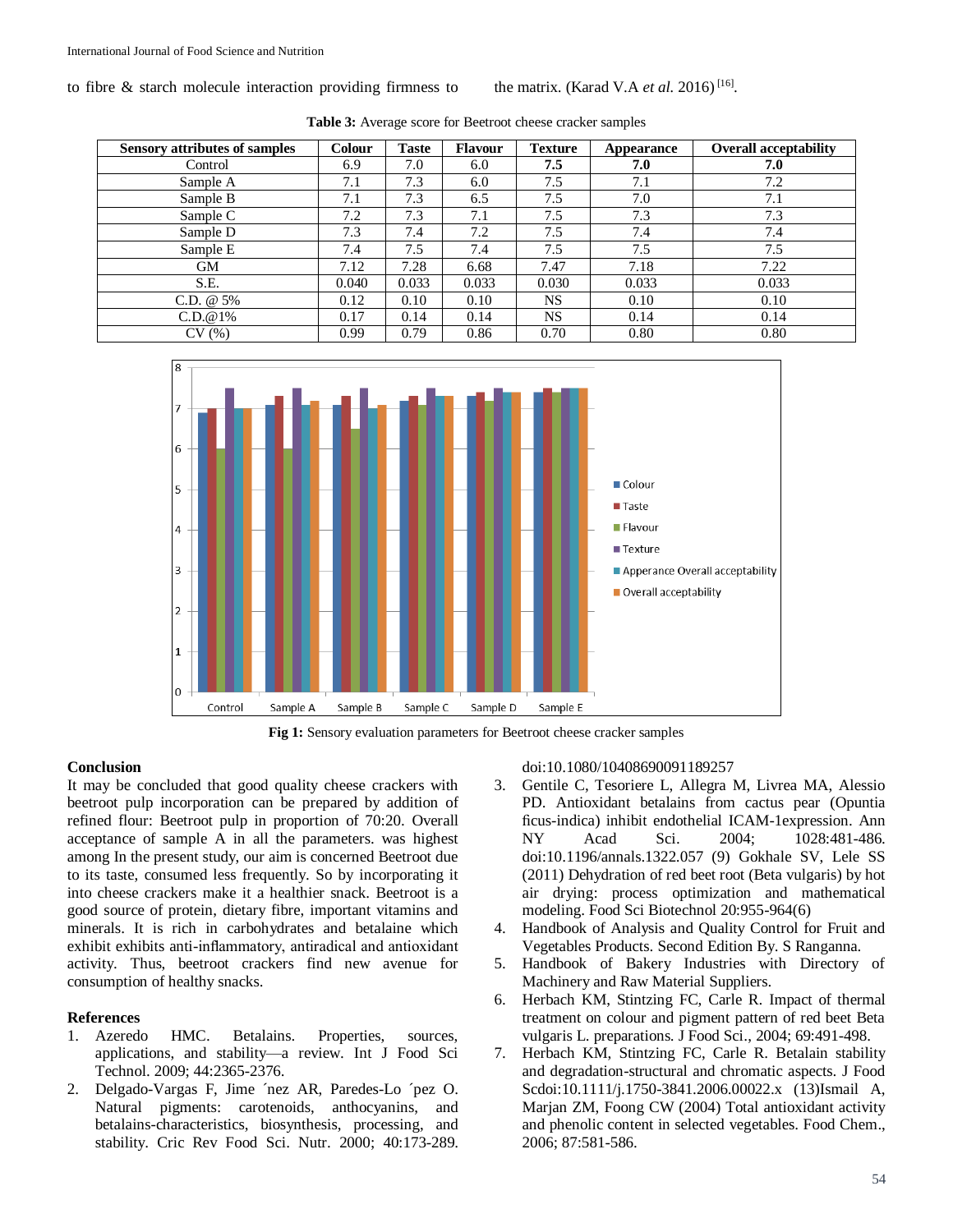to fibre & starch molecule interaction providing firmness to the matrix. (Karad V.A *et al.* 2016) [16].

**Table 3:** Average score for Beetroot cheese cracker samples

| Sensory attributes of samples | Colour | Taste | Flavour | Texture | Appearance | Overall acceptability |
|---|---|---|---|---|---|---|
| Control | 6.9 | 7.0 | 6.0 | **7.5** | **7.0** | **7.0** |
| Sample A | 7.1 | 7.3 | 6.0 | 7.5 | 7.1 | 7.2 |
| Sample B | 7.1 | 7.3 | 6.5 | 7.5 | 7.0 | 7.1 |
| Sample C | 7.2 | 7.3 | 7.1 | 7.5 | 7.3 | 7.3 |
| Sample D | 7.3 | 7.4 | 7.2 | 7.5 | 7.4 | 7.4 |
| Sample E | 7.4 | 7.5 | 7.4 | 7.5 | 7.5 | 7.5 |
| GM | 7.12 | 7.28 | 6.68 | 7.47 | 7.18 | 7.22 |
| S.E. | 0.040 | 0.033 | 0.033 | 0.030 | 0.033 | 0.033 |
| C.D. @ 5% | 0.12 | 0.10 | 0.10 | NS | 0.10 | 0.10 |
| C.D.@1% | 0.17 | 0.14 | 0.14 | NS | 0.14 | 0.14 |
| CV (%) | 0.99 | 0.79 | 0.86 | 0.70 | 0.80 | 0.80 |

**Fig 1:** Sensory evaluation parameters for Beetroot cheese cracker samples

## Conclusion

It may be concluded that good quality cheese crackers with beetroot pulp incorporation can be prepared by addition of refined flour: Beetroot pulp in proportion of 70:20. Overall acceptance of sample A in all the parameters. was highest among In the present study, our aim is concerned Beetroot due to its taste, consumed less frequently. So by incorporating it into cheese crackers make it a healthier snack. Beetroot is a good source of protein, dietary fibre, important vitamins and minerals. It is rich in carbohydrates and betalaine which exhibit exhibits anti-inflammatory, antiradical and antioxidant activity. Thus, beetroot crackers find new avenue for consumption of healthy snacks.

## References

1. Azeredo HMC. Betalains. Properties, sources, applications, and stability—a review. Int J Food Sci Technol. 2009; 44:2365-2376.
2. Delgado-Vargas F, Jime ´nez AR, Paredes-Lo ´pez O. Natural pigments: carotenoids, anthocyanins, and betalains-characteristics, biosynthesis, processing, and stability. Cric Rev Food Sci. Nutr. 2000; 40:173-289. doi:10.1080/10408690091189257
3. Gentile C, Tesoriere L, Allegra M, Livrea MA, Alessio PD. Antioxidant betalains from cactus pear (Opuntia ficus-indica) inhibit endothelial ICAM-1expression. Ann NY Acad Sci. 2004; 1028:481-486. doi:10.1196/annals.1322.057 (9) Gokhale SV, Lele SS (2011) Dehydration of red beet root (Beta vulgaris) by hot air drying: process optimization and mathematical modeling. Food Sci Biotechnol 20:955-964(6)
4. Handbook of Analysis and Quality Control for Fruit and Vegetables Products. Second Edition By. S Ranganna.
5. Handbook of Bakery Industries with Directory of Machinery and Raw Material Suppliers.
6. Herbach KM, Stintzing FC, Carle R. Impact of thermal treatment on colour and pigment pattern of red beet Beta vulgaris L. preparations. J Food Sci., 2004; 69:491-498.
7. Herbach KM, Stintzing FC, Carle R. Betalain stability and degradation-structural and chromatic aspects. J Food Scdoi:10.1111/j.1750-3841.2006.00022.x (13)Ismail A, Marjan ZM, Foong CW (2004) Total antioxidant activity and phenolic content in selected vegetables. Food Chem., 2006; 87:581-586.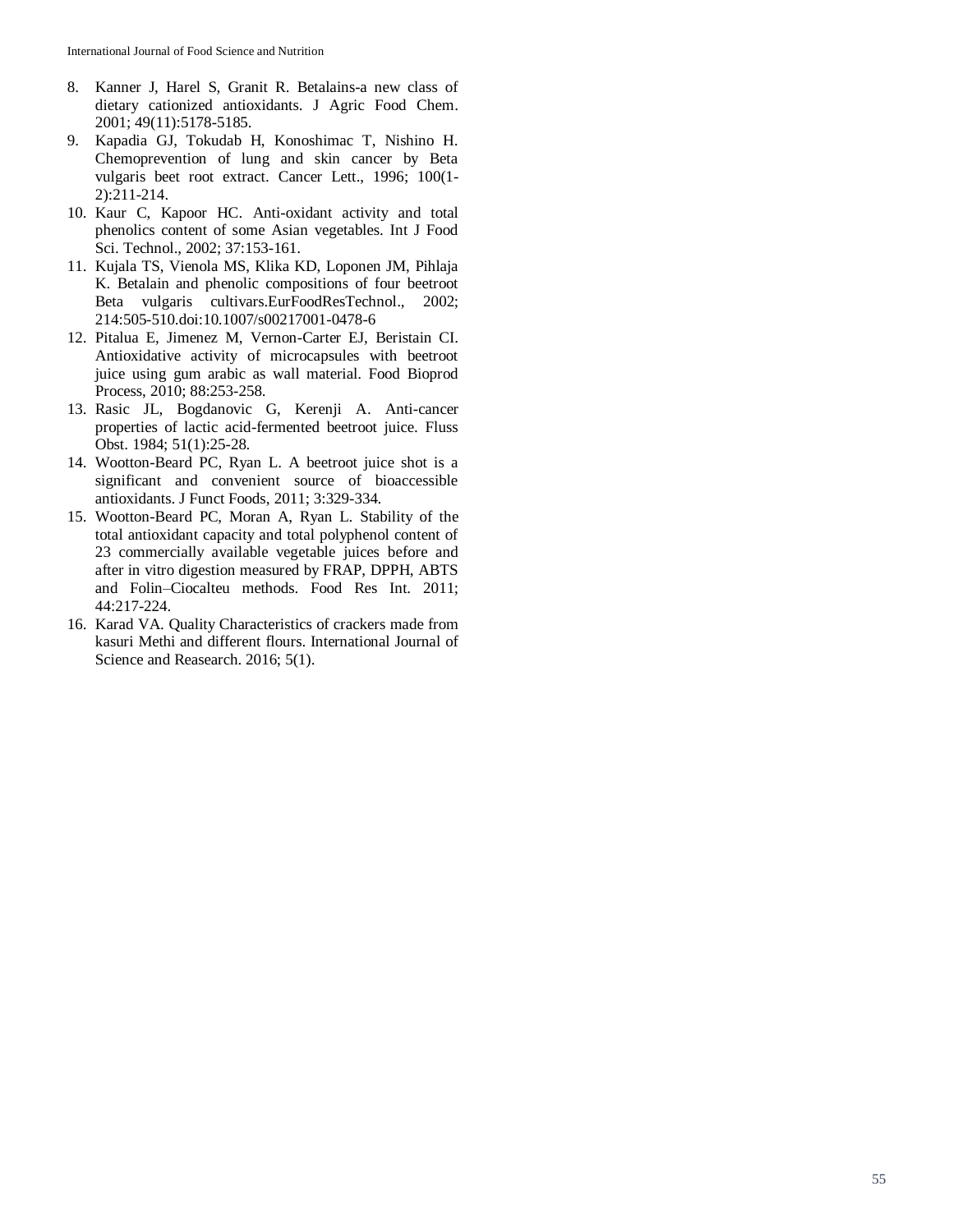8. Kanner J, Harel S, Granit R. Betalains-a new class of dietary cationized antioxidants. J Agric Food Chem. 2001; 49(11):5178-5185.
9. Kapadia GJ, Tokudab H, Konoshimac T, Nishino H. Chemoprevention of lung and skin cancer by Beta vulgaris beet root extract. Cancer Lett., 1996; 100(1-2):211-214.
10. Kaur C, Kapoor HC. Anti-oxidant activity and total phenolics content of some Asian vegetables. Int J Food Sci. Technol., 2002; 37:153-161.
11. Kujala TS, Vienola MS, Klika KD, Loponen JM, Pihlaja K. Betalain and phenolic compositions of four beetroot Beta vulgaris cultivars.EurFoodResTechnol., 2002; 214:505-510.doi:10.1007/s00217001-0478-6
12. Pitalua E, Jimenez M, Vernon-Carter EJ, Beristain CI. Antioxidative activity of microcapsules with beetroot juice using gum arabic as wall material. Food Bioprod Process, 2010; 88:253-258.
13. Rasic JL, Bogdanovic G, Kerenji A. Anti-cancer properties of lactic acid-fermented beetroot juice. Fluss Obst. 1984; 51(1):25-28.
14. Wootton-Beard PC, Ryan L. A beetroot juice shot is a significant and convenient source of bioaccessible antioxidants. J Funct Foods, 2011; 3:329-334.
15. Wootton-Beard PC, Moran A, Ryan L. Stability of the total antioxidant capacity and total polyphenol content of 23 commercially available vegetable juices before and after in vitro digestion measured by FRAP, DPPH, ABTS and Folin–Ciocalteu methods. Food Res Int. 2011; 44:217-224.
16. Karad VA. Quality Characteristics of crackers made from kasuri Methi and different flours. International Journal of Science and Reasearch. 2016; 5(1).